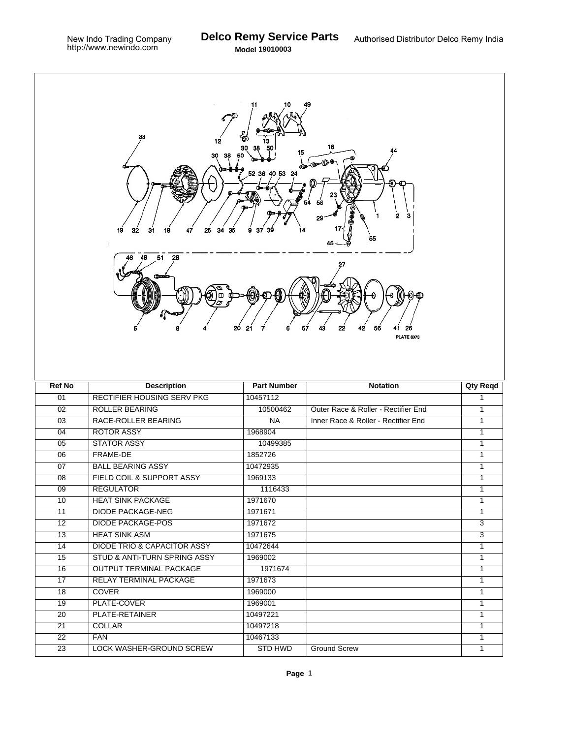New Indo Trading Company
http://www.newindo.com

# Delco Remy Service Parts

**Model 19010003**

Authorised Distributor Delco Remy India

PLATE 6073

| Ref No | Description | Part Number | Notation | Qty Reqd |
|---|---|---|---|---|
| 01 | RECTIFIER HOUSING SERV PKG | 10457112 | | 1 |
| 02 | ROLLER BEARING | 10500462 | Outer Race & Roller - Rectifier End | 1 |
| 03 | RACE-ROLLER BEARING | NA | Inner Race & Roller - Rectifier End | 1 |
| 04 | ROTOR ASSY | 1968904 | | 1 |
| 05 | STATOR ASSY | 10499385 | | 1 |
| 06 | FRAME-DE | 1852726 | | 1 |
| 07 | BALL BEARING ASSY | 10472935 | | 1 |
| 08 | FIELD COIL & SUPPORT ASSY | 1969133 | | 1 |
| 09 | REGULATOR | 1116433 | | 1 |
| 10 | HEAT SINK PACKAGE | 1971670 | | 1 |
| 11 | DIODE PACKAGE-NEG | 1971671 | | 1 |
| 12 | DIODE PACKAGE-POS | 1971672 | | 3 |
| 13 | HEAT SINK ASM | 1971675 | | 3 |
| 14 | DIODE TRIO & CAPACITOR ASSY | 10472644 | | 1 |
| 15 | STUD & ANTI-TURN SPRING ASSY | 1969002 | | 1 |
| 16 | OUTPUT TERMINAL PACKAGE | 1971674 | | 1 |
| 17 | RELAY TERMINAL PACKAGE | 1971673 | | 1 |
| 18 | COVER | 1969000 | | 1 |
| 19 | PLATE-COVER | 1969001 | | 1 |
| 20 | PLATE-RETAINER | 10497221 | | 1 |
| 21 | COLLAR | 10497218 | | 1 |
| 22 | FAN | 10467133 | | 1 |
| 23 | LOCK WASHER-GROUND SCREW | STD HWD | Ground Screw | 1 |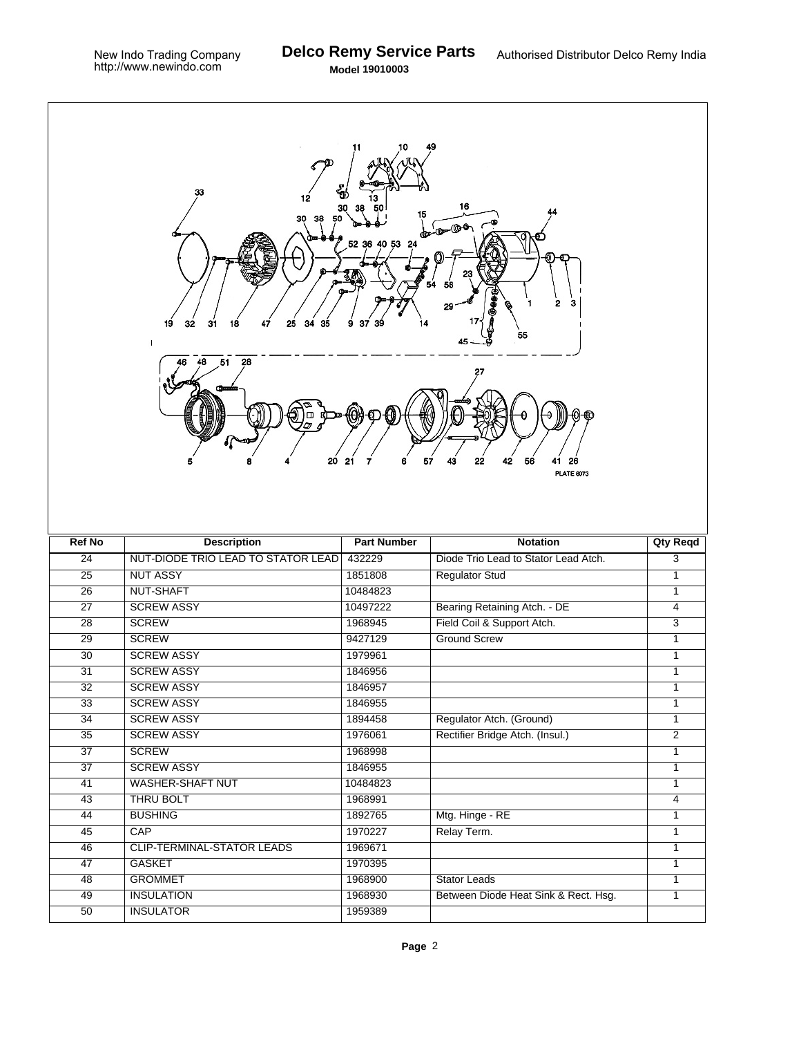# Delco Remy Service Parts

**Model 19010003**

| Ref No | Description | Part Number | Notation | Qty Reqd |
|---|---|---|---|---|
| 24 | NUT-DIODE TRIO LEAD TO STATOR LEAD | 432229 | Diode Trio Lead to Stator Lead Atch. | 3 |
| 25 | NUT ASSY | 1851808 | Regulator Stud | 1 |
| 26 | NUT-SHAFT | 10484823 | | 1 |
| 27 | SCREW ASSY | 10497222 | Bearing Retaining Atch. - DE | 4 |
| 28 | SCREW | 1968945 | Field Coil & Support Atch. | 3 |
| 29 | SCREW | 9427129 | Ground Screw | 1 |
| 30 | SCREW ASSY | 1979961 | | 1 |
| 31 | SCREW ASSY | 1846956 | | 1 |
| 32 | SCREW ASSY | 1846957 | | 1 |
| 33 | SCREW ASSY | 1846955 | | 1 |
| 34 | SCREW ASSY | 1894458 | Regulator Atch. (Ground) | 1 |
| 35 | SCREW ASSY | 1976061 | Rectifier Bridge Atch. (Insul.) | 2 |
| 37 | SCREW | 1968998 | | 1 |
| 37 | SCREW ASSY | 1846955 | | 1 |
| 41 | WASHER-SHAFT NUT | 10484823 | | 1 |
| 43 | THRU BOLT | 1968991 | | 4 |
| 44 | BUSHING | 1892765 | Mtg. Hinge - RE | 1 |
| 45 | CAP | 1970227 | Relay Term. | 1 |
| 46 | CLIP-TERMINAL-STATOR LEADS | 1969671 | | 1 |
| 47 | GASKET | 1970395 | | 1 |
| 48 | GROMMET | 1968900 | Stator Leads | 1 |
| 49 | INSULATION | 1968930 | Between Diode Heat Sink & Rect. Hsg. | 1 |
| 50 | INSULATOR | 1959389 | | |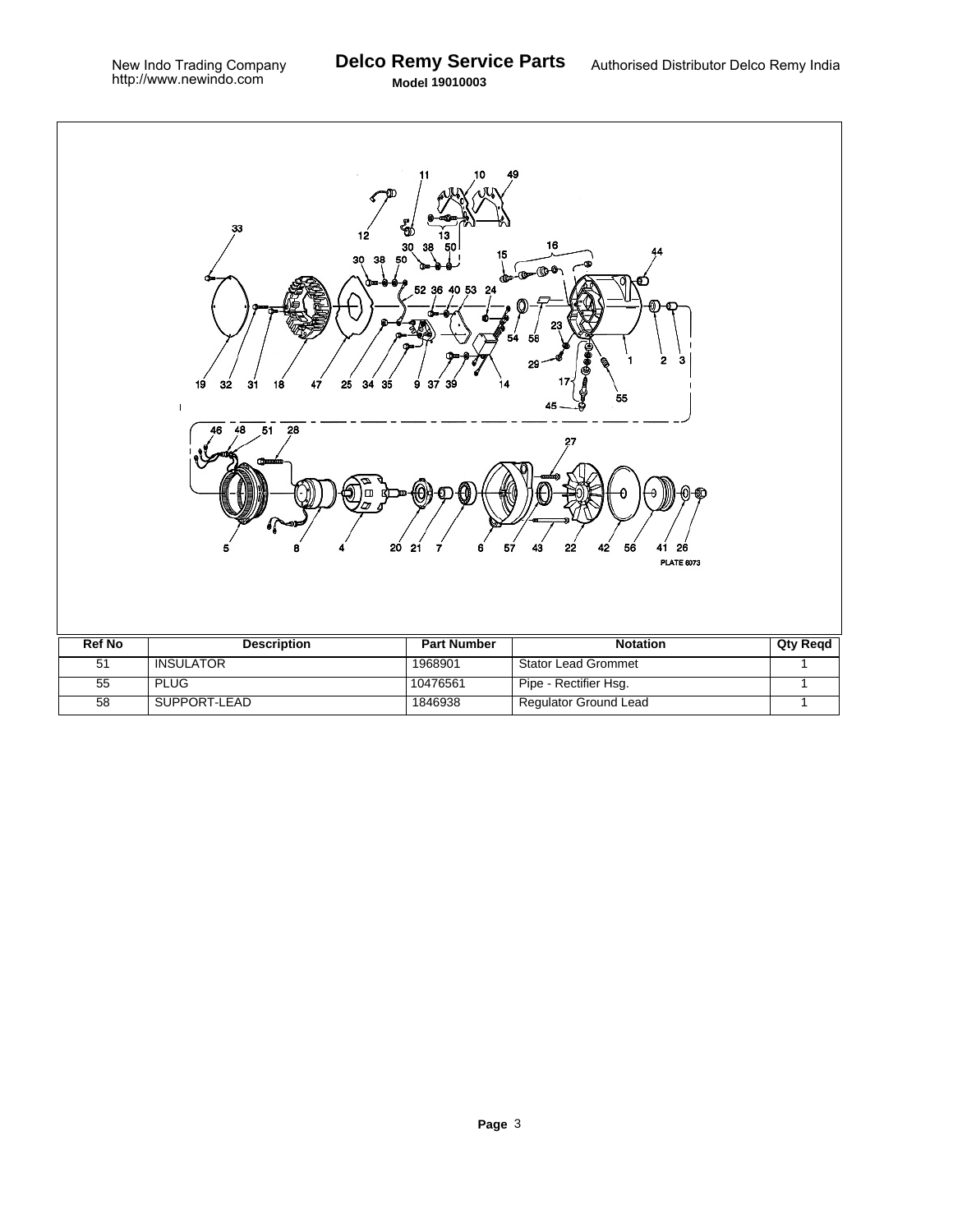| Ref No | Description | Part Number | Notation | Qty Reqd |
|---|---|---|---|---|
| 51 | INSULATOR | 1968901 | Stator Lead Grommet | 1 |
| 55 | PLUG | 10476561 | Pipe - Rectifier Hsg. | 1 |
| 58 | SUPPORT-LEAD | 1846938 | Regulator Ground Lead | 1 |